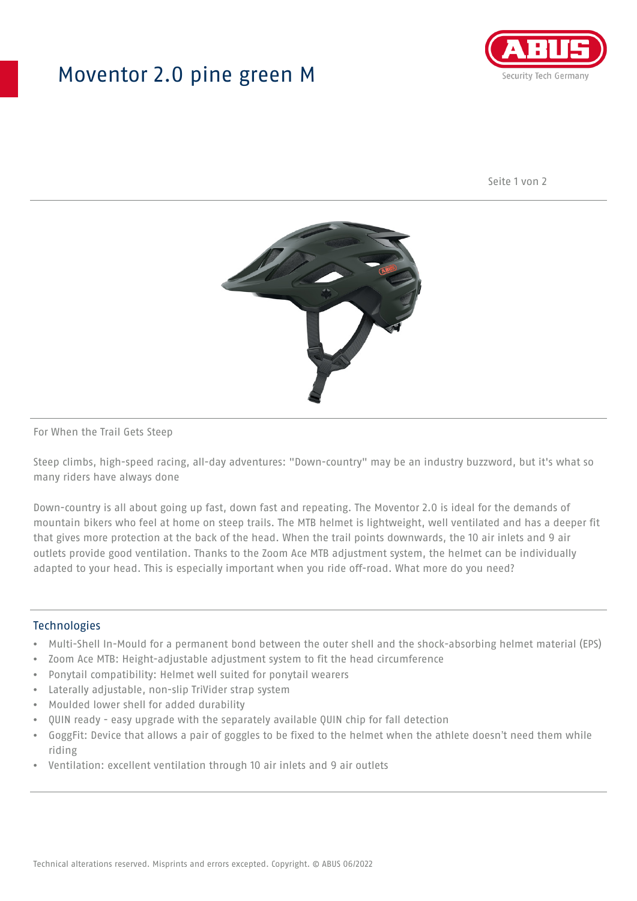# Moventor 2.0 pine green M

For When the Trail Gets Steep

Steep climbs, high-speed racing, all-day adventures: "Down-country" may be an industry buzzword, but it's what so many riders have always done

Down-country is all about going up fast, down fast and repeating. The Moventor 2.0 is ideal for the demands of mountain bikers who feel at home on steep trails. The MTB helmet is lightweight, well ventilated and has a deeper fit that gives more protection at the back of the head. When the trail points downwards, the 10 air inlets and 9 air outlets provide good ventilation. Thanks to the Zoom Ace MTB adjustment system, the helmet can be individually adapted to your head. This is especially important when you ride off-road. What more do you need?

## Technologies

- Multi-Shell In-Mould for a permanent bond between the outer shell and the shock-absorbing helmet material (EPS)
- Zoom Ace MTB: Height-adjustable adjustment system to fit the head circumference
- Ponytail compatibility: Helmet well suited for ponytail wearers
- Laterally adjustable, non-slip TriVider strap system
- Moulded lower shell for added durability
- QUIN ready - easy upgrade with the separately available QUIN chip for fall detection
- GoggFit: Device that allows a pair of goggles to be fixed to the helmet when the athlete doesn't need them while riding
- Ventilation: excellent ventilation through 10 air inlets and 9 air outlets

Technical alterations reserved. Misprints and errors excepted. Copyright. © ABUS 06/2022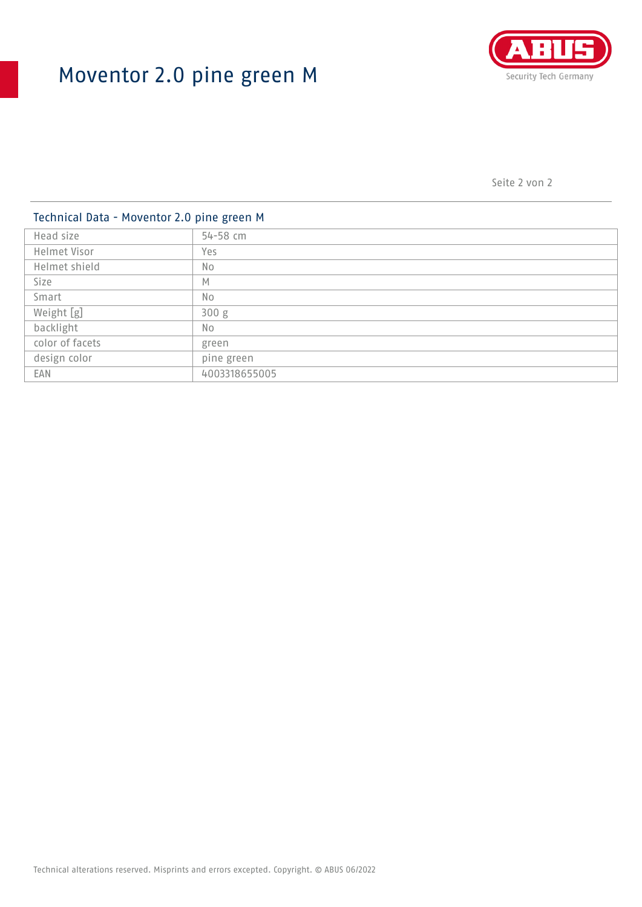# Moventor 2.0 pine green M

## Technical Data - Moventor 2.0 pine green M

| | |
|---|---|
| Head size | 54-58 cm |
| Helmet Visor | Yes |
| Helmet shield | No |
| Size | M |
| Smart | No |
| Weight [g] | 300 g |
| backlight | No |
| color of facets | green |
| design color | pine green |
| EAN | 4003318655005 |

Technical alterations reserved. Misprints and errors excepted. Copyright. © ABUS 06/2022